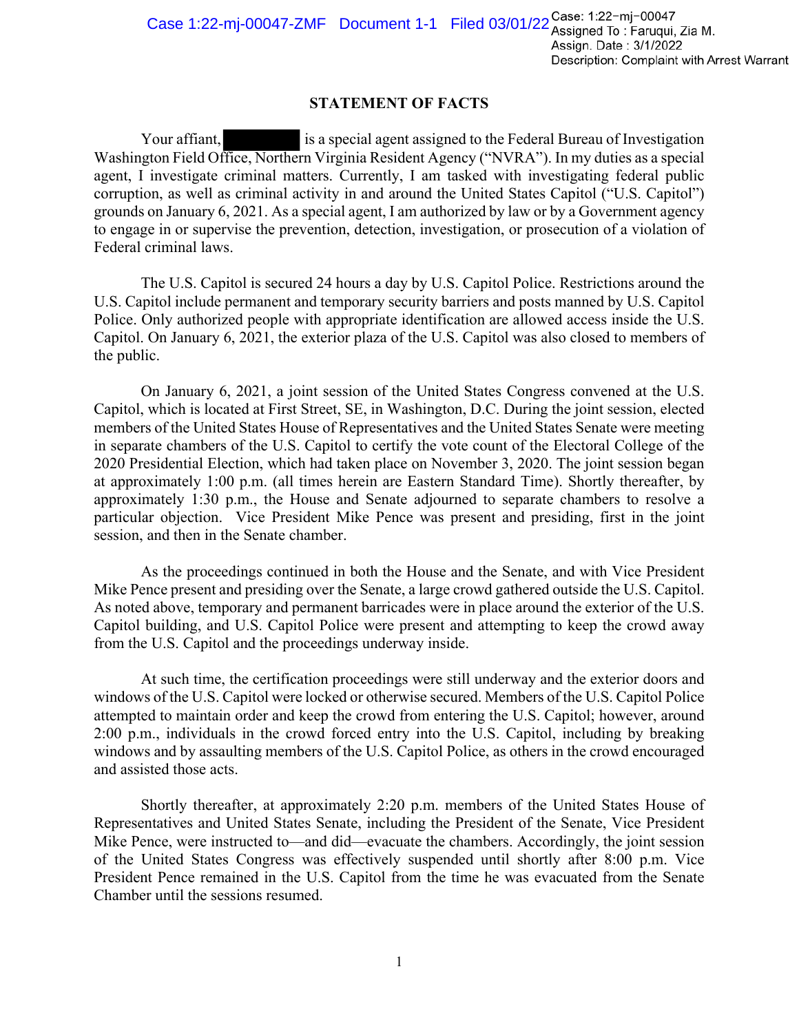## STATEMENT OF FACTS

Your affiant, [REDACTED] is a special agent assigned to the Federal Bureau of Investigation Washington Field Office, Northern Virginia Resident Agency ("NVRA"). In my duties as a special agent, I investigate criminal matters. Currently, I am tasked with investigating federal public corruption, as well as criminal activity in and around the United States Capitol ("U.S. Capitol") grounds on January 6, 2021. As a special agent, I am authorized by law or by a Government agency to engage in or supervise the prevention, detection, investigation, or prosecution of a violation of Federal criminal laws.

The U.S. Capitol is secured 24 hours a day by U.S. Capitol Police. Restrictions around the U.S. Capitol include permanent and temporary security barriers and posts manned by U.S. Capitol Police. Only authorized people with appropriate identification are allowed access inside the U.S. Capitol. On January 6, 2021, the exterior plaza of the U.S. Capitol was also closed to members of the public.

On January 6, 2021, a joint session of the United States Congress convened at the U.S. Capitol, which is located at First Street, SE, in Washington, D.C. During the joint session, elected members of the United States House of Representatives and the United States Senate were meeting in separate chambers of the U.S. Capitol to certify the vote count of the Electoral College of the 2020 Presidential Election, which had taken place on November 3, 2020. The joint session began at approximately 1:00 p.m. (all times herein are Eastern Standard Time). Shortly thereafter, by approximately 1:30 p.m., the House and Senate adjourned to separate chambers to resolve a particular objection. Vice President Mike Pence was present and presiding, first in the joint session, and then in the Senate chamber.

As the proceedings continued in both the House and the Senate, and with Vice President Mike Pence present and presiding over the Senate, a large crowd gathered outside the U.S. Capitol. As noted above, temporary and permanent barricades were in place around the exterior of the U.S. Capitol building, and U.S. Capitol Police were present and attempting to keep the crowd away from the U.S. Capitol and the proceedings underway inside.

At such time, the certification proceedings were still underway and the exterior doors and windows of the U.S. Capitol were locked or otherwise secured. Members of the U.S. Capitol Police attempted to maintain order and keep the crowd from entering the U.S. Capitol; however, around 2:00 p.m., individuals in the crowd forced entry into the U.S. Capitol, including by breaking windows and by assaulting members of the U.S. Capitol Police, as others in the crowd encouraged and assisted those acts.

Shortly thereafter, at approximately 2:20 p.m. members of the United States House of Representatives and United States Senate, including the President of the Senate, Vice President Mike Pence, were instructed to—and did—evacuate the chambers. Accordingly, the joint session of the United States Congress was effectively suspended until shortly after 8:00 p.m. Vice President Pence remained in the U.S. Capitol from the time he was evacuated from the Senate Chamber until the sessions resumed.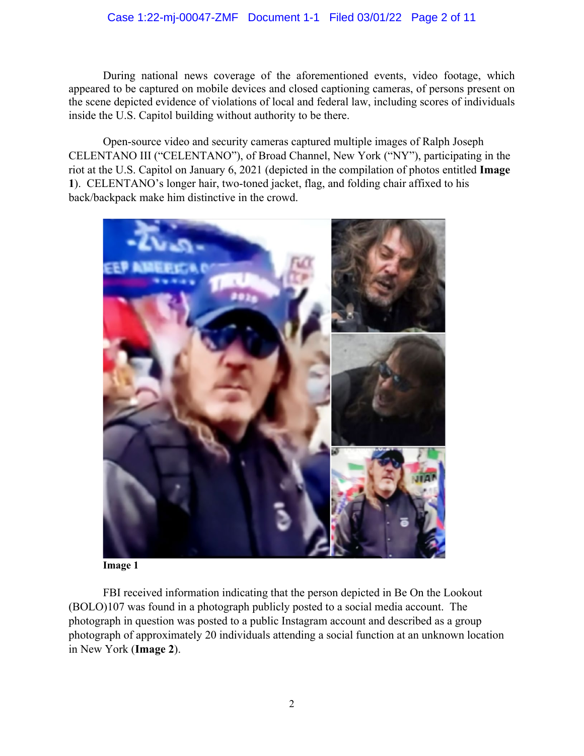During national news coverage of the aforementioned events, video footage, which appeared to be captured on mobile devices and closed captioning cameras, of persons present on the scene depicted evidence of violations of local and federal law, including scores of individuals inside the U.S. Capitol building without authority to be there.

Open-source video and security cameras captured multiple images of Ralph Joseph CELENTANO III ("CELENTANO"), of Broad Channel, New York ("NY"), participating in the riot at the U.S. Capitol on January 6, 2021 (depicted in the compilation of photos entitled **Image 1**). CELENTANO's longer hair, two-toned jacket, flag, and folding chair affixed to his back/backpack make him distinctive in the crowd.

**Image 1**

FBI received information indicating that the person depicted in Be On the Lookout (BOLO)107 was found in a photograph publicly posted to a social media account. The photograph in question was posted to a public Instagram account and described as a group photograph of approximately 20 individuals attending a social function at an unknown location in New York (**Image 2**).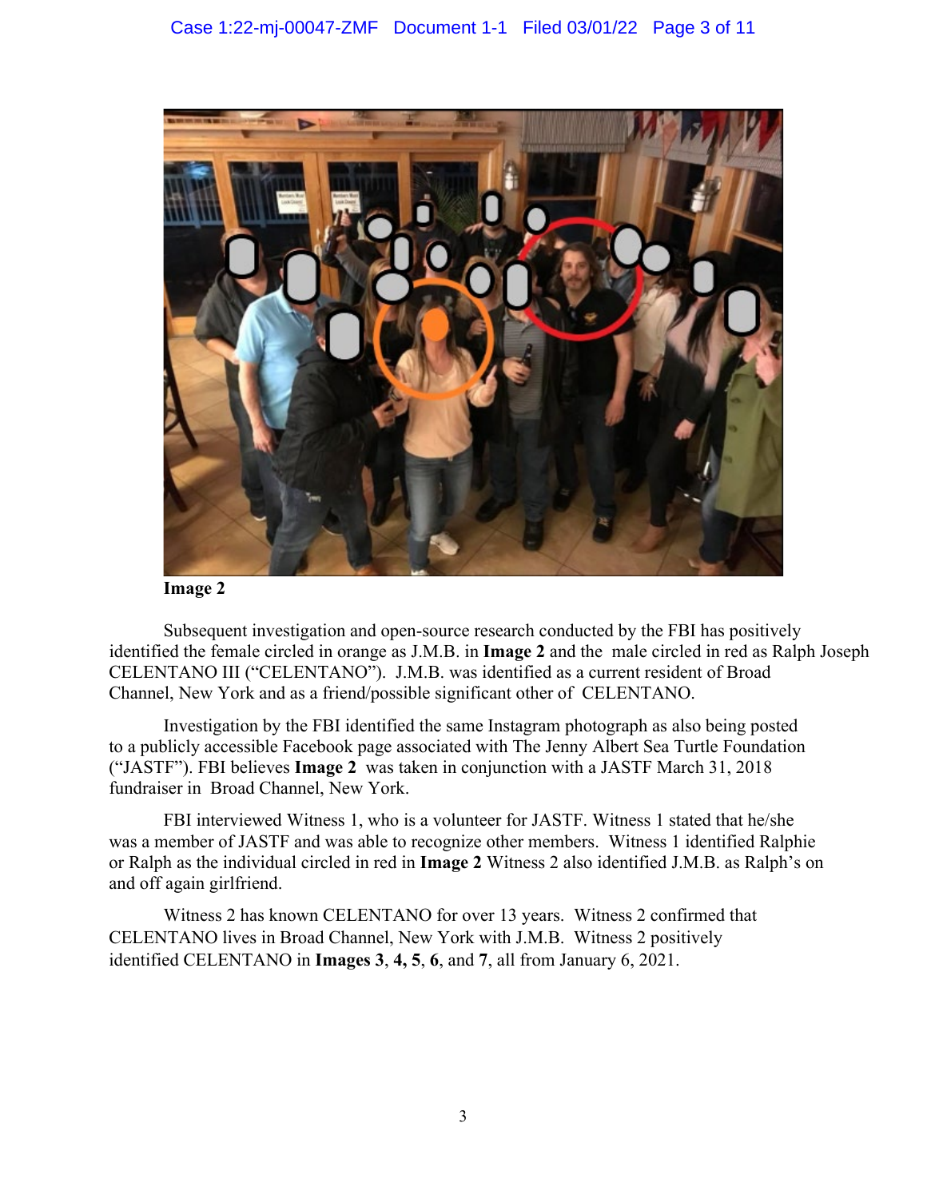**Image 2**

Subsequent investigation and open-source research conducted by the FBI has positively identified the female circled in orange as J.M.B. in **Image 2** and the male circled in red as Ralph Joseph CELENTANO III ("CELENTANO"). J.M.B. was identified as a current resident of Broad Channel, New York and as a friend/possible significant other of CELENTANO.

Investigation by the FBI identified the same Instagram photograph as also being posted to a publicly accessible Facebook page associated with The Jenny Albert Sea Turtle Foundation ("JASTF"). FBI believes **Image 2** was taken in conjunction with a JASTF March 31, 2018 fundraiser in Broad Channel, New York.

FBI interviewed Witness 1, who is a volunteer for JASTF. Witness 1 stated that he/she was a member of JASTF and was able to recognize other members. Witness 1 identified Ralphie or Ralph as the individual circled in red in **Image 2** Witness 2 also identified J.M.B. as Ralph's on and off again girlfriend.

Witness 2 has known CELENTANO for over 13 years. Witness 2 confirmed that CELENTANO lives in Broad Channel, New York with J.M.B. Witness 2 positively identified CELENTANO in **Images 3**, **4, 5**, **6**, and **7**, all from January 6, 2021.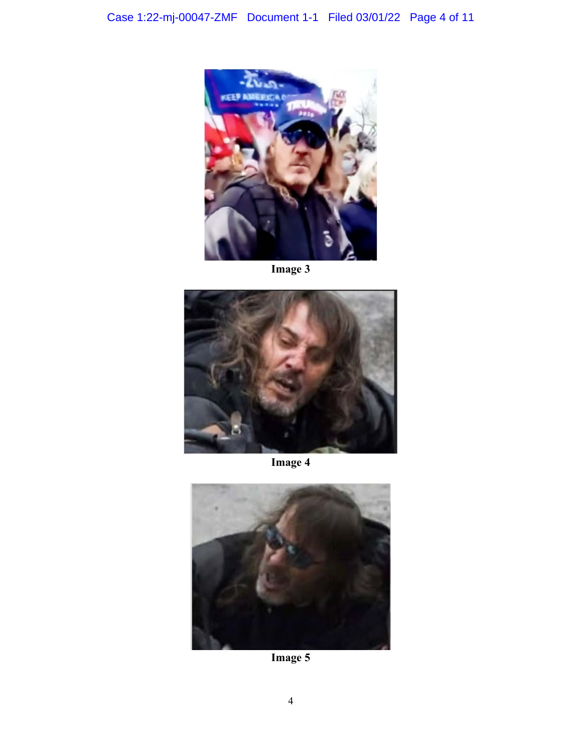Image 3

Image 4

Image 5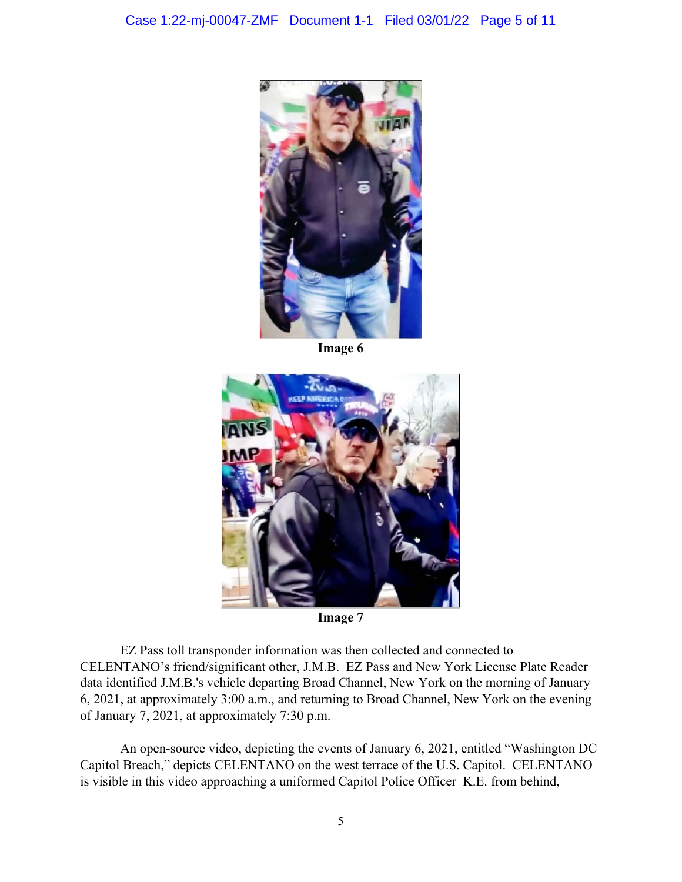Image 6

Image 7

EZ Pass toll transponder information was then collected and connected to CELENTANO's friend/significant other, J.M.B. EZ Pass and New York License Plate Reader data identified J.M.B.'s vehicle departing Broad Channel, New York on the morning of January 6, 2021, at approximately 3:00 a.m., and returning to Broad Channel, New York on the evening of January 7, 2021, at approximately 7:30 p.m.

An open-source video, depicting the events of January 6, 2021, entitled "Washington DC Capitol Breach," depicts CELENTANO on the west terrace of the U.S. Capitol. CELENTANO is visible in this video approaching a uniformed Capitol Police Officer K.E. from behind,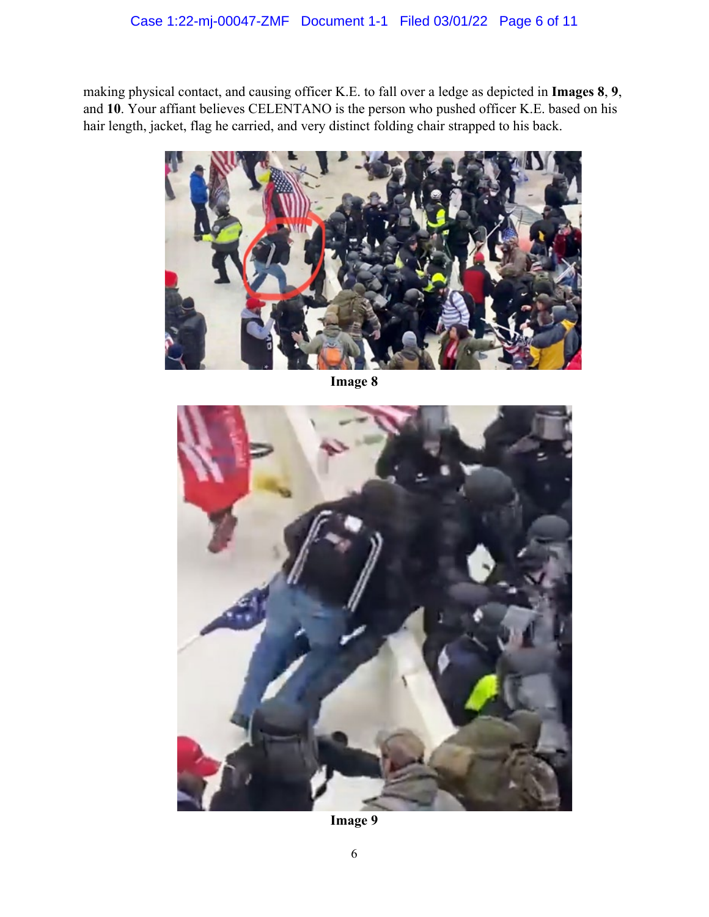making physical contact, and causing officer K.E. to fall over a ledge as depicted in **Images 8**, **9**, and **10**. Your affiant believes CELENTANO is the person who pushed officer K.E. based on his hair length, jacket, flag he carried, and very distinct folding chair strapped to his back.

**Image 8**

**Image 9**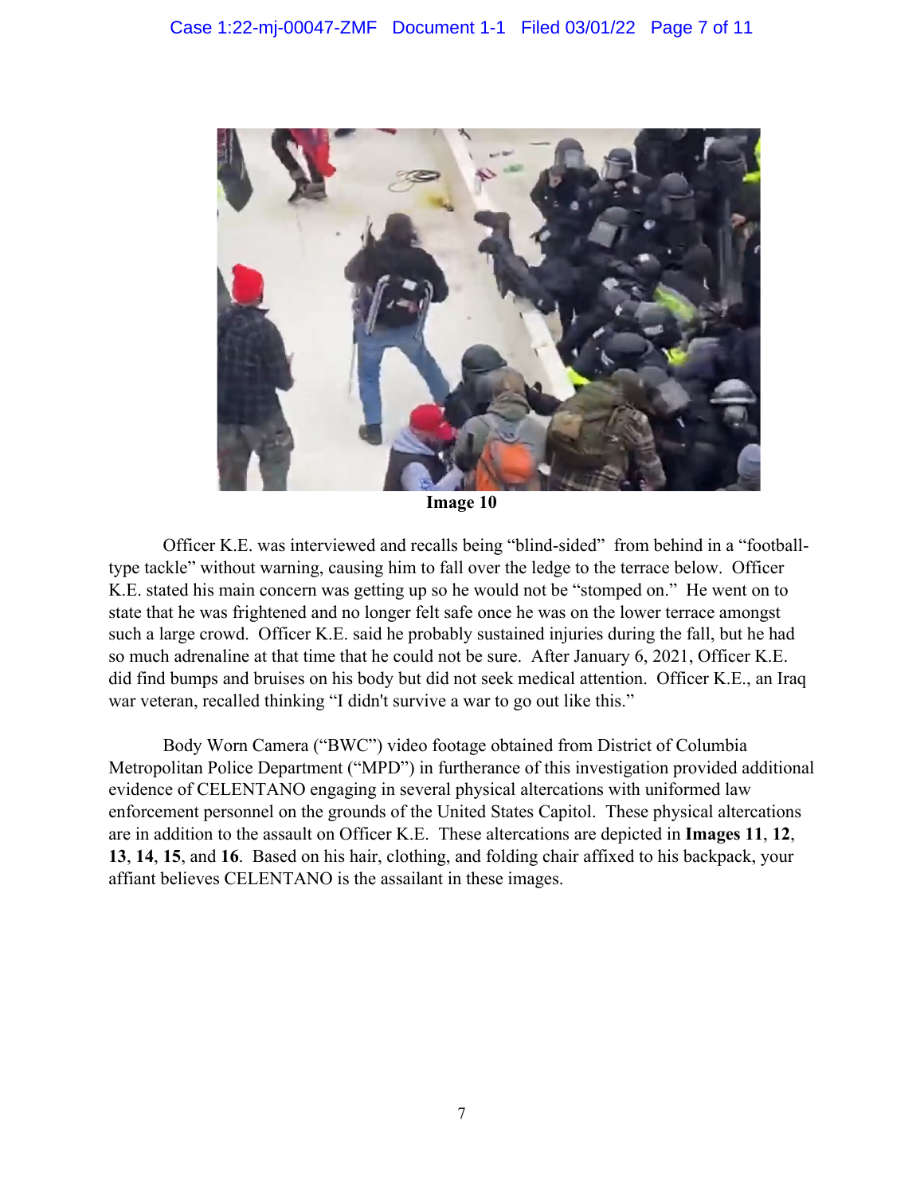**Image 10**

Officer K.E. was interviewed and recalls being "blind-sided" from behind in a "football-type tackle" without warning, causing him to fall over the ledge to the terrace below. Officer K.E. stated his main concern was getting up so he would not be "stomped on." He went on to state that he was frightened and no longer felt safe once he was on the lower terrace amongst such a large crowd. Officer K.E. said he probably sustained injuries during the fall, but he had so much adrenaline at that time that he could not be sure. After January 6, 2021, Officer K.E. did find bumps and bruises on his body but did not seek medical attention. Officer K.E., an Iraq war veteran, recalled thinking "I didn't survive a war to go out like this."

Body Worn Camera ("BWC") video footage obtained from District of Columbia Metropolitan Police Department ("MPD") in furtherance of this investigation provided additional evidence of CELENTANO engaging in several physical altercations with uniformed law enforcement personnel on the grounds of the United States Capitol. These physical altercations are in addition to the assault on Officer K.E. These altercations are depicted in **Images 11**, **12**, **13**, **14**, **15**, and **16**. Based on his hair, clothing, and folding chair affixed to his backpack, your affiant believes CELENTANO is the assailant in these images.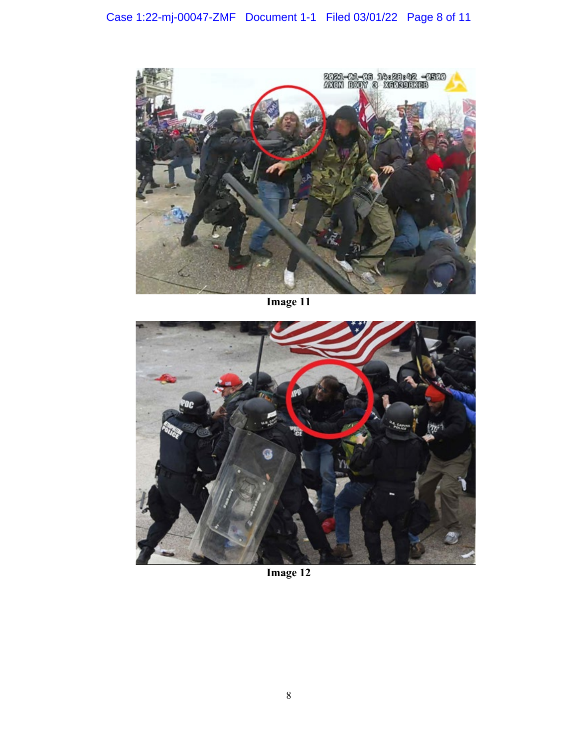Image 11

Image 12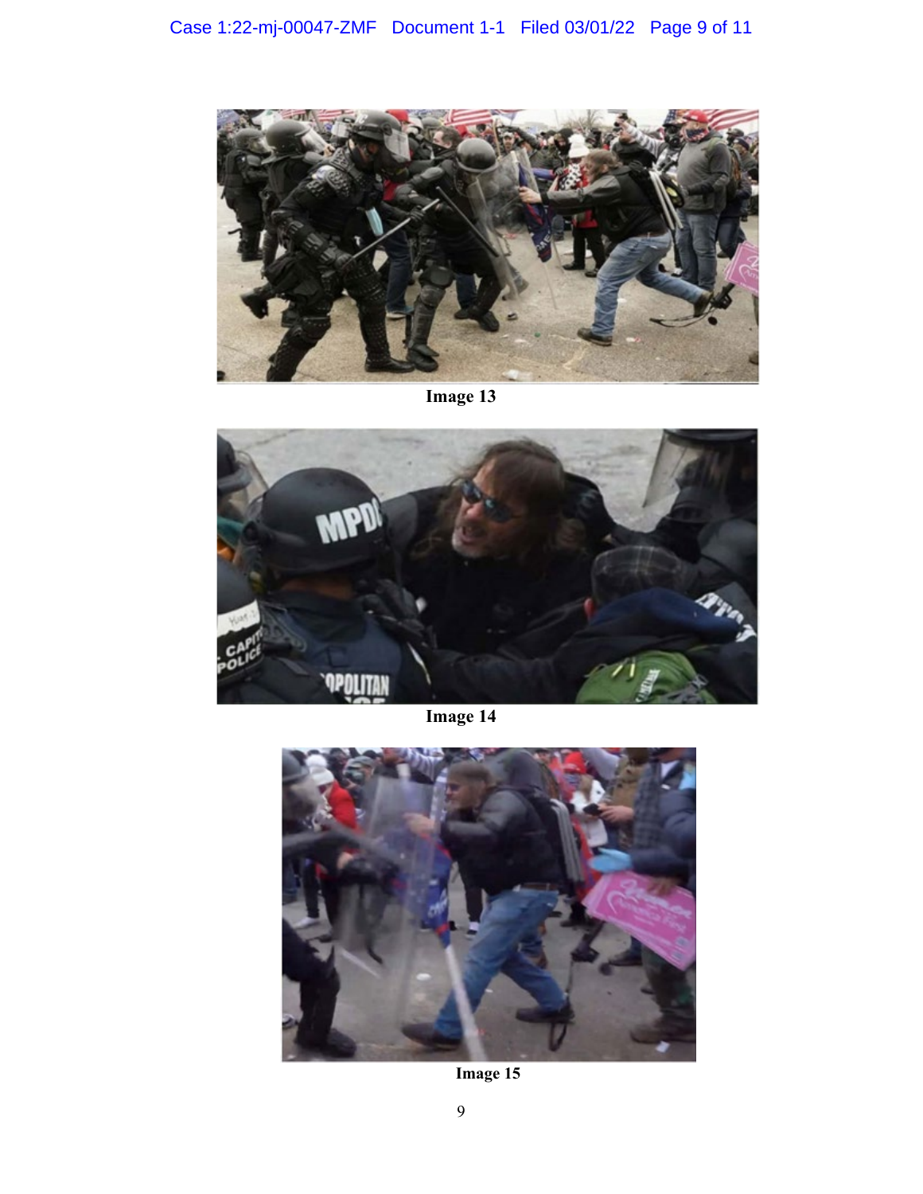Image 13

Image 14

Image 15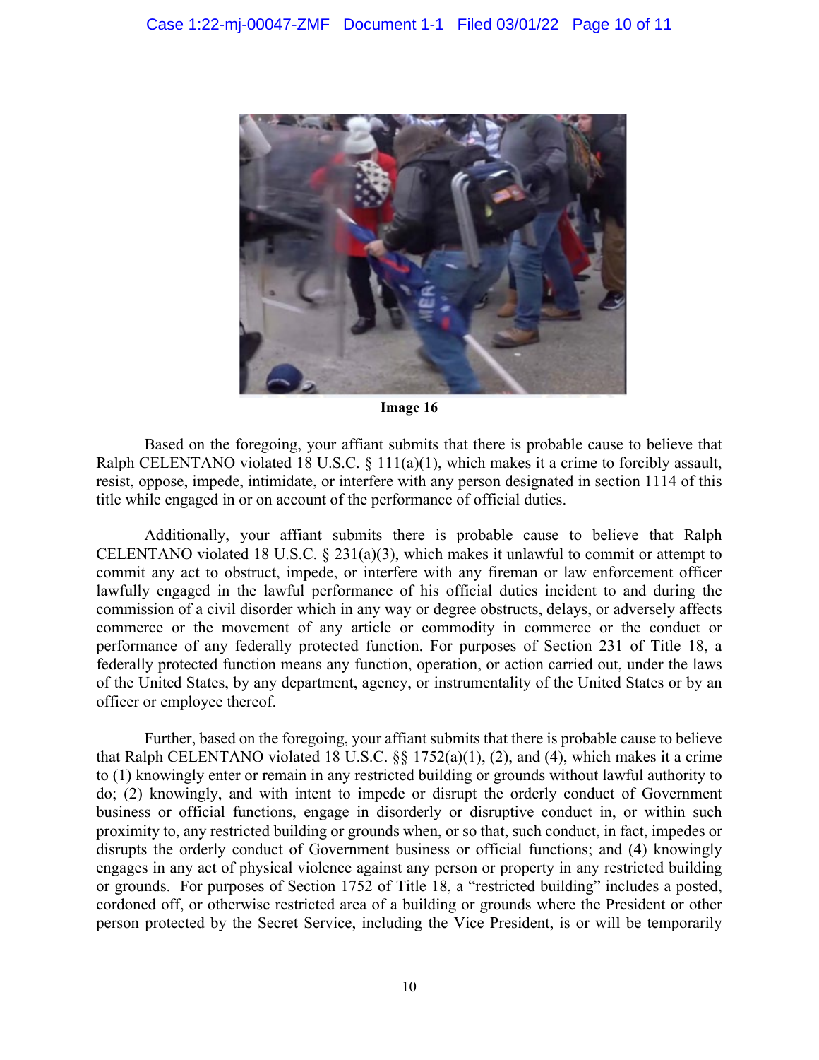Image 16

Based on the foregoing, your affiant submits that there is probable cause to believe that Ralph CELENTANO violated 18 U.S.C. § 111(a)(1), which makes it a crime to forcibly assault, resist, oppose, impede, intimidate, or interfere with any person designated in section 1114 of this title while engaged in or on account of the performance of official duties.

Additionally, your affiant submits there is probable cause to believe that Ralph CELENTANO violated 18 U.S.C. § 231(a)(3), which makes it unlawful to commit or attempt to commit any act to obstruct, impede, or interfere with any fireman or law enforcement officer lawfully engaged in the lawful performance of his official duties incident to and during the commission of a civil disorder which in any way or degree obstructs, delays, or adversely affects commerce or the movement of any article or commodity in commerce or the conduct or performance of any federally protected function. For purposes of Section 231 of Title 18, a federally protected function means any function, operation, or action carried out, under the laws of the United States, by any department, agency, or instrumentality of the United States or by an officer or employee thereof.

Further, based on the foregoing, your affiant submits that there is probable cause to believe that Ralph CELENTANO violated 18 U.S.C. §§ 1752(a)(1), (2), and (4), which makes it a crime to (1) knowingly enter or remain in any restricted building or grounds without lawful authority to do; (2) knowingly, and with intent to impede or disrupt the orderly conduct of Government business or official functions, engage in disorderly or disruptive conduct in, or within such proximity to, any restricted building or grounds when, or so that, such conduct, in fact, impedes or disrupts the orderly conduct of Government business or official functions; and (4) knowingly engages in any act of physical violence against any person or property in any restricted building or grounds. For purposes of Section 1752 of Title 18, a "restricted building" includes a posted, cordoned off, or otherwise restricted area of a building or grounds where the President or other person protected by the Secret Service, including the Vice President, is or will be temporarily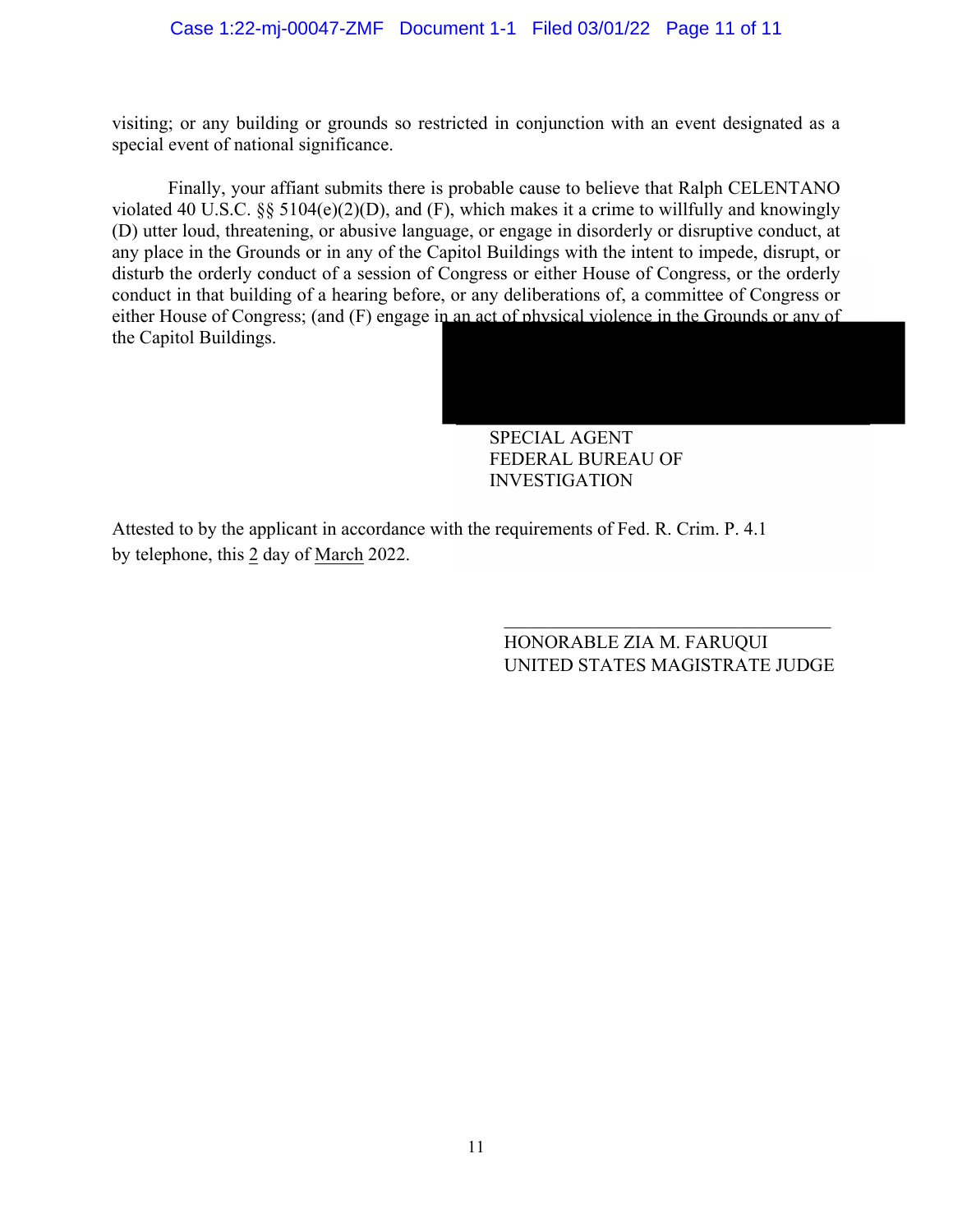visiting; or any building or grounds so restricted in conjunction with an event designated as a special event of national significance.

Finally, your affiant submits there is probable cause to believe that Ralph CELENTANO violated 40 U.S.C. §§ 5104(e)(2)(D), and (F), which makes it a crime to willfully and knowingly (D) utter loud, threatening, or abusive language, or engage in disorderly or disruptive conduct, at any place in the Grounds or in any of the Capitol Buildings with the intent to impede, disrupt, or disturb the orderly conduct of a session of Congress or either House of Congress, or the orderly conduct in that building of a hearing before, or any deliberations of, a committee of Congress or either House of Congress; (and (F) engage in an act of physical violence in the Grounds or any of the Capitol Buildings.

SPECIAL AGENT
FEDERAL BUREAU OF
INVESTIGATION

Attested to by the applicant in accordance with the requirements of Fed. R. Crim. P. 4.1 by telephone, this 2 day of March 2022.

HONORABLE ZIA M. FARUQUI
UNITED STATES MAGISTRATE JUDGE